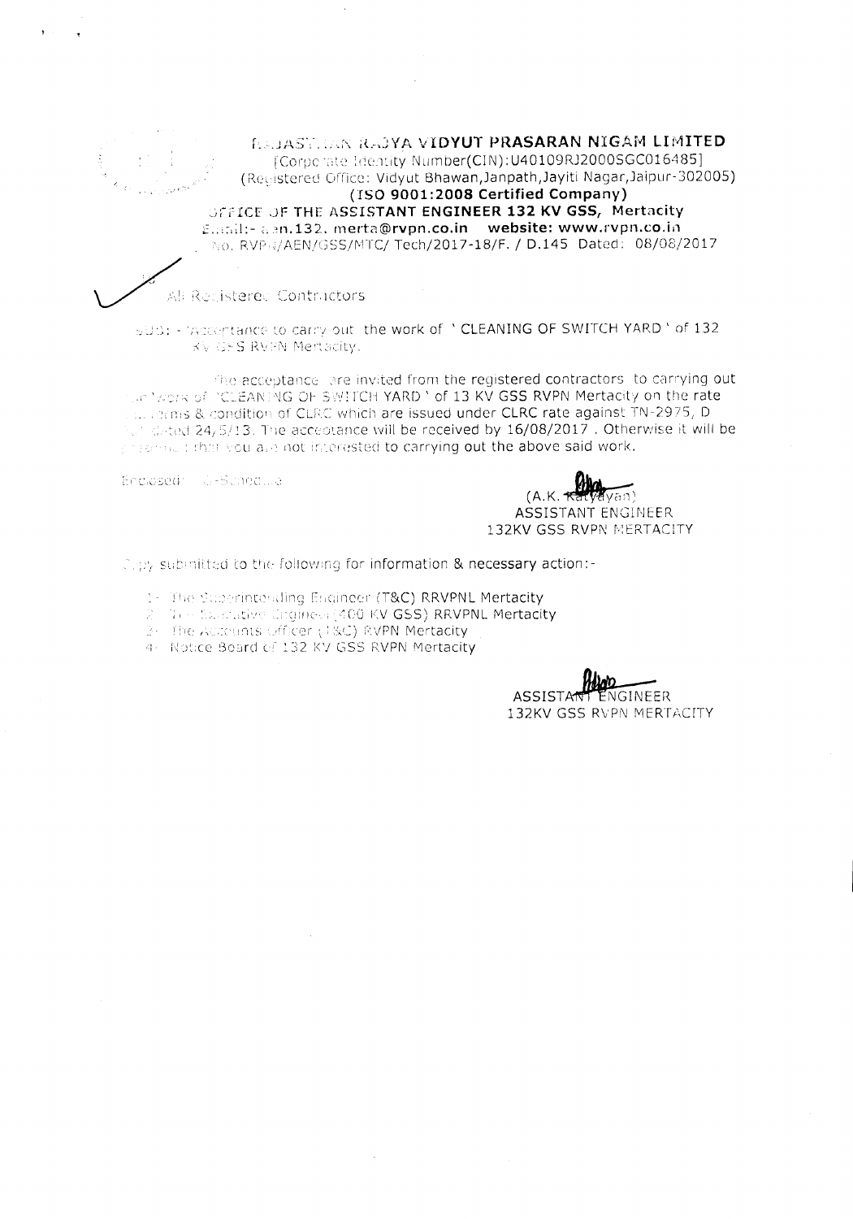**RAJASTHAN RAJYA VIDYUT PRASARAN NIGAM LIMITED**
[Corporate Identity Number(CIN):U40109RJ2000SGC016485]
(Registered Office: Vidyut Bhawan,Janpath,Jayiti Nagar,Jaipur-302005)
**(ISO 9001:2008 Certified Company)**
**OFFICE OF THE ASSISTANT ENGINEER 132 KV GSS, Mertacity**
Email:- aen.132. **merta@rvpn.co.in website: www.rvpn.co.in**
No. RVPN/AEN/GSS/MTC/ Tech/2017-18/F. / D.145 Dated: 08/08/2017

All Registered Contractors

SUB: - Acceptance to carry out the work of ' CLEANING OF SWITCH YARD ' of 132 KV GSS RVPN Mertacity.

The acceptance are invited from the registered contractors to carrying out the work of 'CLEANING OF SWITCH YARD ' of 13 KV GSS RVPN Mertacity on the rate terms & condition of CLRC which are issued under CLRC rate against TN-2975, D dated 24/5/13. The acceptance will be received by 16/08/2017 . Otherwise it will be assumed that you are not interested to carrying out the above said work.

Enclosed:- G-Schedule

(A.K. Katyayan)
ASSISTANT ENGINEER
132KV GSS RVPN MERTACITY

Copy submitted to the following for information & necessary action:-

1- The Superintending Engineer (T&C) RRVPNL Mertacity
2- The Executive Engineer (400 KV GSS) RRVPNL Mertacity
3- The Accounts Officer (T&C) RVPN Mertacity
4- Notice Board of 132 KV GSS RVPN Mertacity

ASSISTANT ENGINEER
132KV GSS RVPN MERTACITY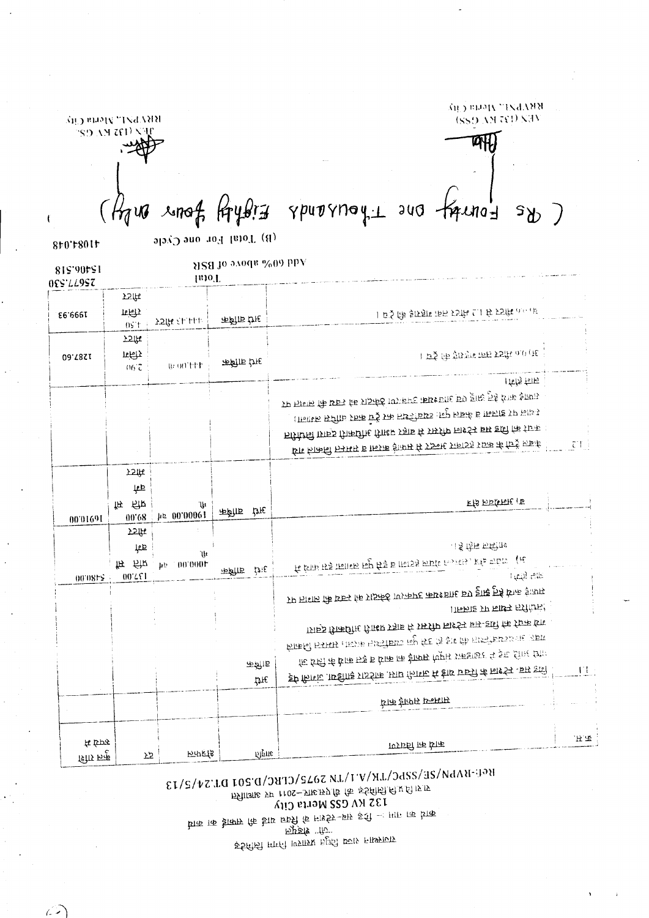Ref-RVPN/SE/SSPC/TK/A.1/TN 2975/CLRC/D.501 DT.24/5/13

**132 KV GSS Merta City**

| क्र.सं. | कार्य का विवरण | मात्रा | अनुमानित | दर | कुल राशि रुपये में |
|---|---|---|---|---|---|
| | सामान्य रखरखाव कार्य | | | | |
| 1.1 | ग्रिड सब-स्टेशन के प्रांगण में से झाड़ियाँ, घास आदि को हटाना एवं सफाई का कार्य | तीन साइकिल | | | |
| | (क) ... | तीन साइकिल | 4000.00 वर्ग मी. | 137.00 पैसे प्रति वर्ग मीटर | 5480.00 |
| | ख) ... | तीन साइकिल | 19000.00 वर्ग मी. | 89.00 पैसे प्रति वर्ग मीटर | 16910.00 |
| 1.2 | ... | | | | |
| | ... | तीन साइकिल | 444.00 मी. | 2.90 रुपये प्रति मीटर | 1287.60 |
| | ... | तीन साइकिल | 444.43 मीटर | 4.50 रुपये प्रति मीटर | 1999.93 |
| | | | Total | | 25677.530 |
| | Add 60% above of BSR | | | | 15406.518 |
| | (B) Total For one Cycle | | | | 41084.048 |

( Rs Fourty one Thousands Eighty four only )

AEN (132 KV GSS)
RRVPNL Merta City

JEN (132 KV GS.
RRVPNL Merta City